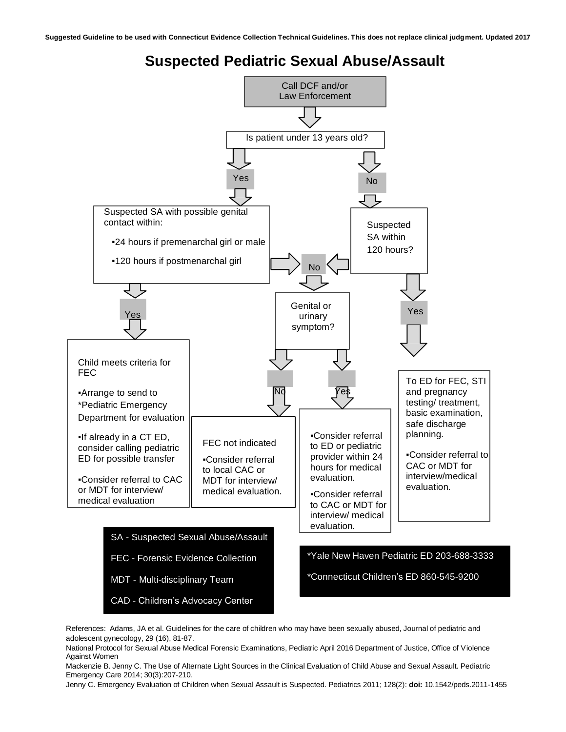Suggested Guideline to be used with Connecticut Evidence Collection Technical Guidelines. This does not replace clinical judgment. Updated 2017

# Suspected Pediatric Sexual Abuse/Assault

Call DCF and/or Law Enforcement

Is patient under 13 years old?

**Yes** → Suspected SA with possible genital contact within:

- ▪24 hours if premenarchal girl or male
- ▪120 hours if postmenarchal girl

**No** → Suspected SA within 120 hours?

Suspected SA with possible genital contact within time frame — **Yes** →

Child meets criteria for FEC

- ▪Arrange to send to *Pediatric Emergency Department for evaluation
- ▪If already in a CT ED, consider calling pediatric ED for possible transfer
- ▪Consider referral to CAC or MDT for interview/ medical evaluation

Suspected SA within 120 hours? — **Yes** →

To ED for FEC, STI and pregnancy testing/ treatment, basic examination, safe discharge planning.

- ▪Consider referral to CAC or MDT for interview/medical evaluation.

Either question — **No** → Genital or urinary symptom?

**No** →

FEC not indicated

- ▪Consider referral to local CAC or MDT for interview/ medical evaluation.

**Yes** →

- ▪Consider referral to ED or pediatric provider within 24 hours for medical evaluation.
- ▪Consider referral to CAC or MDT for interview/ medical evaluation.

SA - Suspected Sexual Abuse/Assault

FEC - Forensic Evidence Collection

MDT - Multi-disciplinary Team

CAD - Children's Advocacy Center

*Yale New Haven Pediatric ED 203-688-3333

*Connecticut Children's ED 860-545-9200

References: Adams, JA et al. Guidelines for the care of children who may have been sexually abused, Journal of pediatric and adolescent gynecology, 29 (16), 81-87.

National Protocol for Sexual Abuse Medical Forensic Examinations, Pediatric April 2016 Department of Justice, Office of Violence Against Women

Mackenzie B. Jenny C. The Use of Alternate Light Sources in the Clinical Evaluation of Child Abuse and Sexual Assault. Pediatric Emergency Care 2014; 30(3):207-210.

Jenny C. Emergency Evaluation of Children when Sexual Assault is Suspected. Pediatrics 2011; 128(2): **doi:** 10.1542/peds.2011-1455